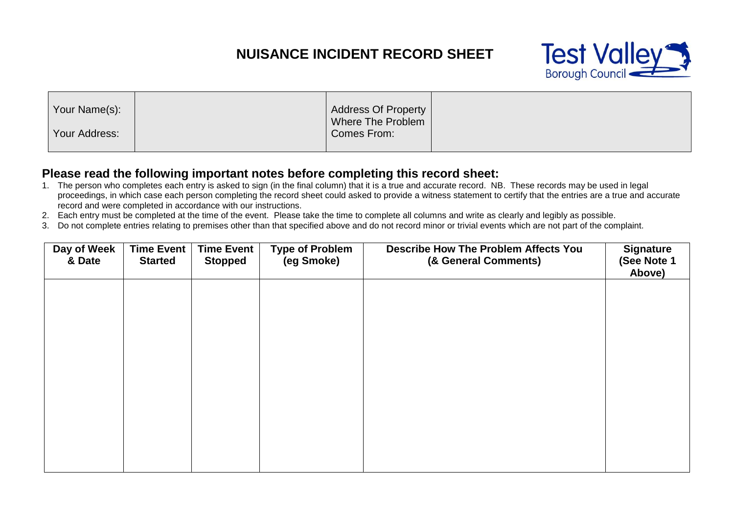# NUISANCE INCIDENT RECORD SHEET

Test Valley Borough Council

| Your Name(s): Your Address: | | Address Of Property Where The Problem Comes From: | |
|---|---|---|---|

## Please read the following important notes before completing this record sheet:

1. The person who completes each entry is asked to sign (in the final column) that it is a true and accurate record. NB. These records may be used in legal proceedings, in which case each person completing the record sheet could asked to provide a witness statement to certify that the entries are a true and accurate record and were completed in accordance with our instructions.
2. Each entry must be completed at the time of the event. Please take the time to complete all columns and write as clearly and legibly as possible.
3. Do not complete entries relating to premises other than that specified above and do not record minor or trivial events which are not part of the complaint.

| Day of Week & Date | Time Event Started | Time Event Stopped | Type of Problem (eg Smoke) | Describe How The Problem Affects You (& General Comments) | Signature (See Note 1 Above) |
|---|---|---|---|---|---|
| | | | | | |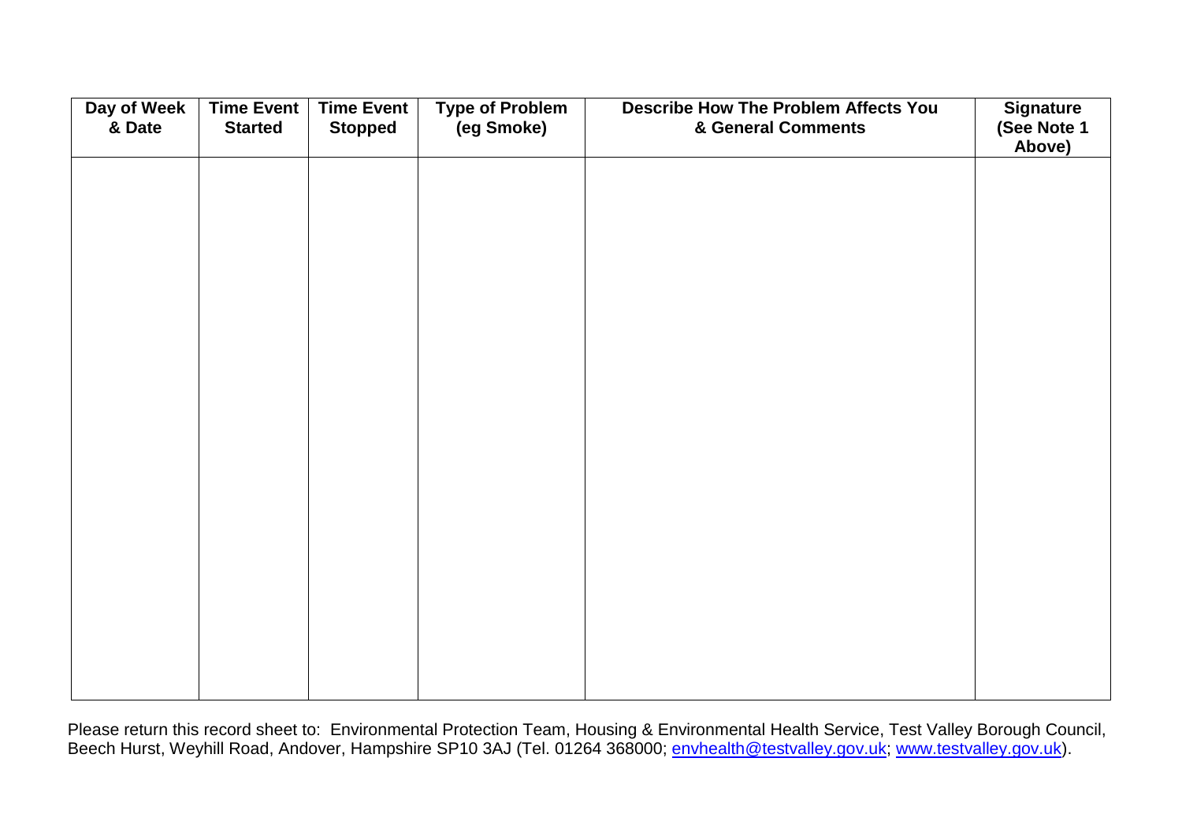| Day of Week & Date | Time Event Started | Time Event Stopped | Type of Problem (eg Smoke) | Describe How The Problem Affects You & General Comments | Signature (See Note 1 Above) |
|---|---|---|---|---|---|
| | | | | | |

Please return this record sheet to: Environmental Protection Team, Housing & Environmental Health Service, Test Valley Borough Council, Beech Hurst, Weyhill Road, Andover, Hampshire SP10 3AJ (Tel. 01264 368000; envhealth@testvalley.gov.uk; www.testvalley.gov.uk).